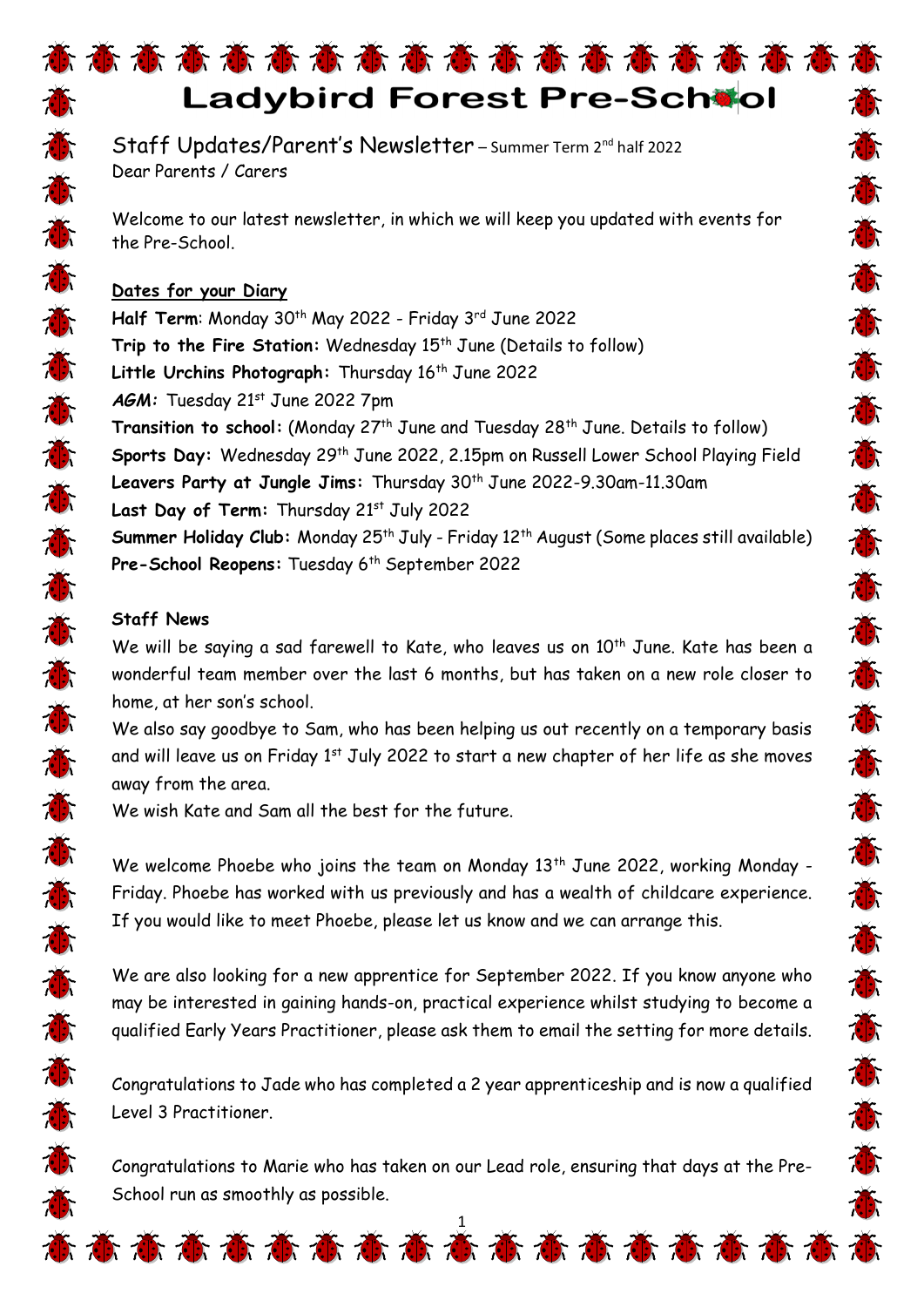# Ladybird Forest Pre-School

Staff Updates/Parent's Newsletter – Summer Term 2nd half 2022

Dear Parents / Carers

Welcome to our latest newsletter, in which we will keep you updated with events for the Pre-School.

**Dates for your Diary**

**Half Term**: Monday 30th May 2022 - Friday 3rd June 2022
**Trip to the Fire Station:** Wednesday 15th June (Details to follow)
**Little Urchins Photograph:** Thursday 16th June 2022
***AGM:*** Tuesday 21st June 2022 7pm
**Transition to school:** (Monday 27th June and Tuesday 28th June. Details to follow)
**Sports Day:** Wednesday 29th June 2022, 2.15pm on Russell Lower School Playing Field
**Leavers Party at Jungle Jims:** Thursday 30th June 2022-9.30am-11.30am
**Last Day of Term:** Thursday 21st July 2022
**Summer Holiday Club:** Monday 25th July - Friday 12th August (Some places still available)
**Pre-School Reopens:** Tuesday 6th September 2022

**Staff News**

We will be saying a sad farewell to Kate, who leaves us on 10th June. Kate has been a wonderful team member over the last 6 months, but has taken on a new role closer to home, at her son's school.

We also say goodbye to Sam, who has been helping us out recently on a temporary basis and will leave us on Friday 1st July 2022 to start a new chapter of her life as she moves away from the area.

We wish Kate and Sam all the best for the future.

We welcome Phoebe who joins the team on Monday 13th June 2022, working Monday - Friday. Phoebe has worked with us previously and has a wealth of childcare experience. If you would like to meet Phoebe, please let us know and we can arrange this.

We are also looking for a new apprentice for September 2022. If you know anyone who may be interested in gaining hands-on, practical experience whilst studying to become a qualified Early Years Practitioner, please ask them to email the setting for more details.

Congratulations to Jade who has completed a 2 year apprenticeship and is now a qualified Level 3 Practitioner.

Congratulations to Marie who has taken on our Lead role, ensuring that days at the Pre-School run as smoothly as possible.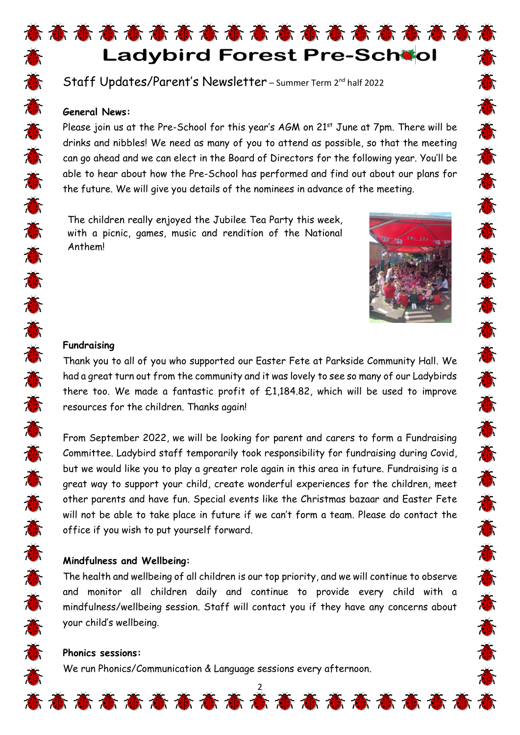# Ladybird Forest Pre-School

## Staff Updates/Parent's Newsletter – Summer Term 2nd half 2022

**General News:**

Please join us at the Pre-School for this year's AGM on 21st June at 7pm. There will be drinks and nibbles! We need as many of you to attend as possible, so that the meeting can go ahead and we can elect in the Board of Directors for the following year. You'll be able to hear about how the Pre-School has performed and find out about our plans for the future. We will give you details of the nominees in advance of the meeting.

The children really enjoyed the Jubilee Tea Party this week, with a picnic, games, music and rendition of the National Anthem!

**Fundraising**

Thank you to all of you who supported our Easter Fete at Parkside Community Hall. We had a great turn out from the community and it was lovely to see so many of our Ladybirds there too. We made a fantastic profit of £1,184.82, which will be used to improve resources for the children. Thanks again!

From September 2022, we will be looking for parent and carers to form a Fundraising Committee. Ladybird staff temporarily took responsibility for fundraising during Covid, but we would like you to play a greater role again in this area in future. Fundraising is a great way to support your child, create wonderful experiences for the children, meet other parents and have fun. Special events like the Christmas bazaar and Easter Fete will not be able to take place in future if we can't form a team. Please do contact the office if you wish to put yourself forward.

**Mindfulness and Wellbeing:**

The health and wellbeing of all children is our top priority, and we will continue to observe and monitor all children daily and continue to provide every child with a mindfulness/wellbeing session. Staff will contact you if they have any concerns about your child's wellbeing.

**Phonics sessions:**

We run Phonics/Communication & Language sessions every afternoon.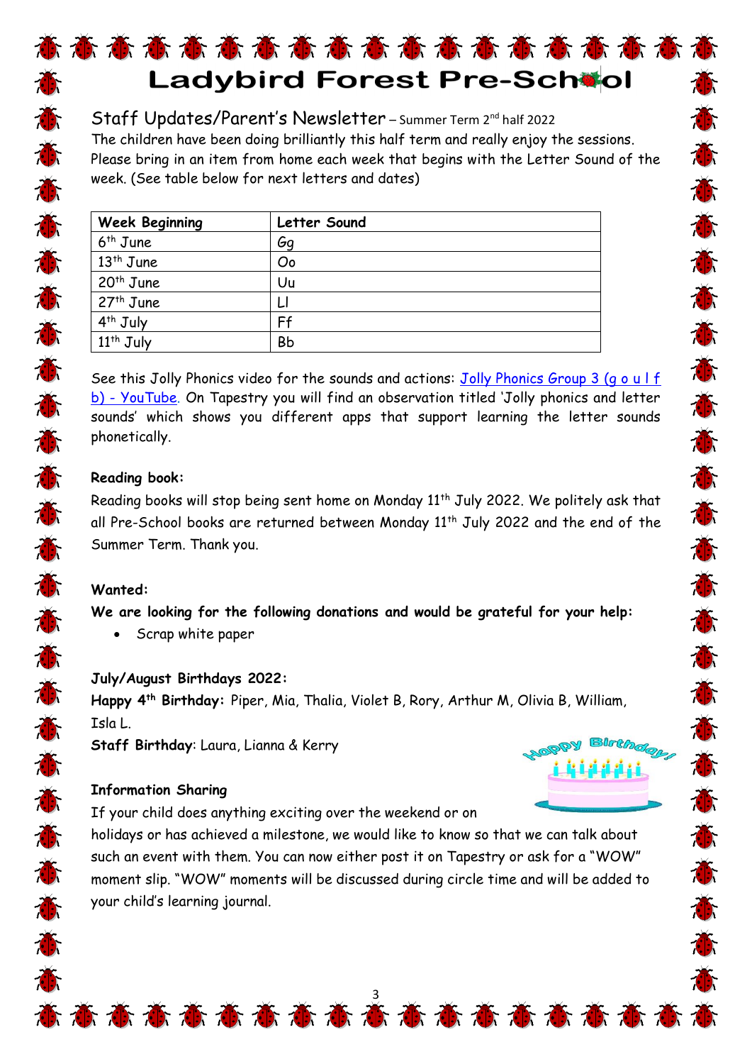# Ladybird Forest Pre-School

Staff Updates/Parent's Newsletter – Summer Term 2nd half 2022

The children have been doing brilliantly this half term and really enjoy the sessions. Please bring in an item from home each week that begins with the Letter Sound of the week. (See table below for next letters and dates)

| Week Beginning | Letter Sound |
|---|---|
| 6th June | Gg |
| 13th June | Oo |
| 20th June | Uu |
| 27th June | Ll |
| 4th July | Ff |
| 11th July | Bb |

See this Jolly Phonics video for the sounds and actions: [Jolly Phonics Group 3 (g o u l f b) - YouTube](). On Tapestry you will find an observation titled 'Jolly phonics and letter sounds' which shows you different apps that support learning the letter sounds phonetically.

**Reading book:**

Reading books will stop being sent home on Monday 11th July 2022. We politely ask that all Pre-School books are returned between Monday 11th July 2022 and the end of the Summer Term. Thank you.

**Wanted:**

**We are looking for the following donations and would be grateful for your help:**

- Scrap white paper

**July/August Birthdays 2022:**

**Happy 4th Birthday:** Piper, Mia, Thalia, Violet B, Rory, Arthur M, Olivia B, William, Isla L.

**Staff Birthday**: Laura, Lianna & Kerry

Happy Birthday!

**Information Sharing**

If your child does anything exciting over the weekend or on holidays or has achieved a milestone, we would like to know so that we can talk about such an event with them. You can now either post it on Tapestry or ask for a "WOW" moment slip. "WOW" moments will be discussed during circle time and will be added to your child's learning journal.